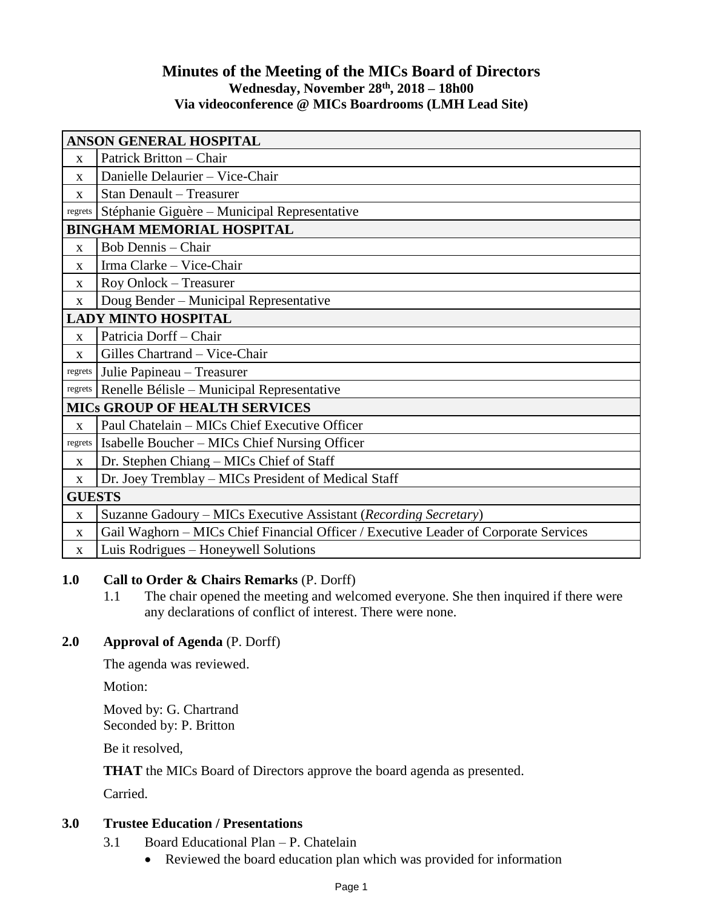# Minutes of the Meeting of the MICs Board of Directors

**Wednesday, November 28th, 2018 – 18h00**
**Via videoconference @ MICs Boardrooms (LMH Lead Site)**

| **ANSON GENERAL HOSPITAL** | |
|---|---|
| x | Patrick Britton – Chair |
| x | Danielle Delaurier – Vice-Chair |
| x | Stan Denault – Treasurer |
| regrets | Stéphanie Giguère – Municipal Representative |
| **BINGHAM MEMORIAL HOSPITAL** | |
| x | Bob Dennis – Chair |
| x | Irma Clarke – Vice-Chair |
| x | Roy Onlock – Treasurer |
| x | Doug Bender – Municipal Representative |
| **LADY MINTO HOSPITAL** | |
| x | Patricia Dorff – Chair |
| x | Gilles Chartrand – Vice-Chair |
| regrets | Julie Papineau – Treasurer |
| regrets | Renelle Bélisle – Municipal Representative |
| **MICs GROUP OF HEALTH SERVICES** | |
| x | Paul Chatelain – MICs Chief Executive Officer |
| regrets | Isabelle Boucher – MICs Chief Nursing Officer |
| x | Dr. Stephen Chiang – MICs Chief of Staff |
| x | Dr. Joey Tremblay – MICs President of Medical Staff |
| **GUESTS** | |
| x | Suzanne Gadoury – MICs Executive Assistant (*Recording Secretary*) |
| x | Gail Waghorn – MICs Chief Financial Officer / Executive Leader of Corporate Services |
| x | Luis Rodrigues – Honeywell Solutions |

## 1.0 Call to Order & Chairs Remarks (P. Dorff)

1.1 The chair opened the meeting and welcomed everyone. She then inquired if there were any declarations of conflict of interest. There were none.

## 2.0 Approval of Agenda (P. Dorff)

The agenda was reviewed.

Motion:

Moved by: G. Chartrand
Seconded by: P. Britton

Be it resolved,

**THAT** the MICs Board of Directors approve the board agenda as presented.

Carried.

## 3.0 Trustee Education / Presentations

3.1 Board Educational Plan – P. Chatelain

- Reviewed the board education plan which was provided for information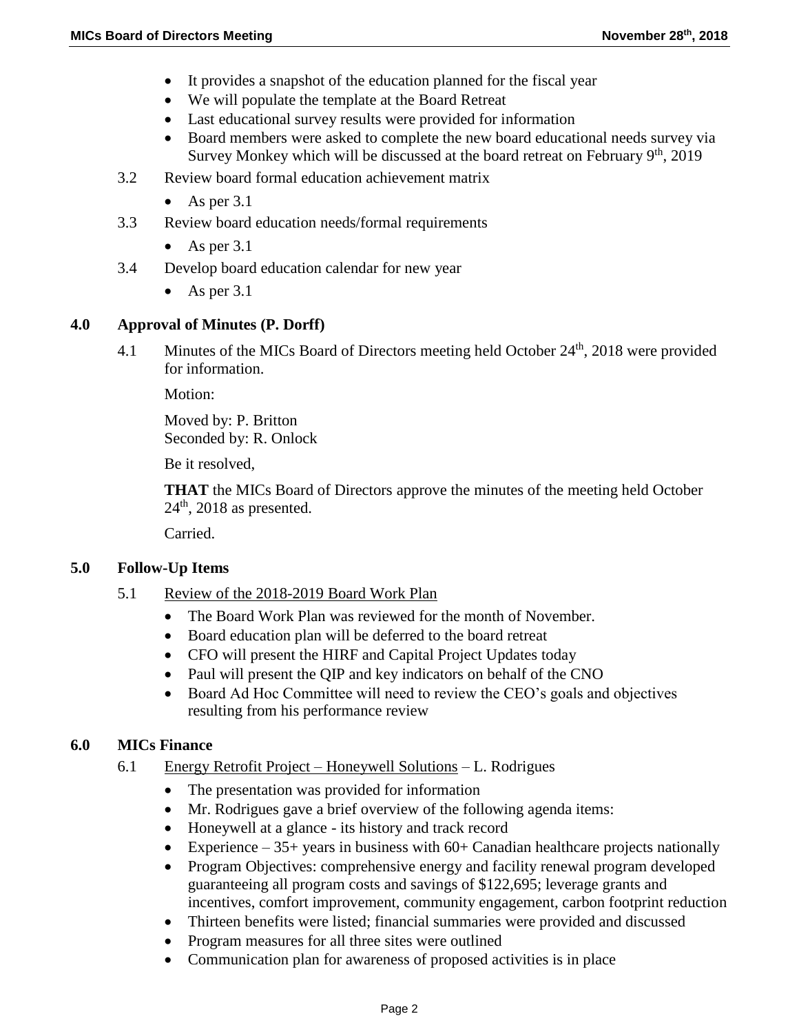- It provides a snapshot of the education planned for the fiscal year
- We will populate the template at the Board Retreat
- Last educational survey results were provided for information
- Board members were asked to complete the new board educational needs survey via Survey Monkey which will be discussed at the board retreat on February 9th, 2019

3.2 Review board formal education achievement matrix

- As per 3.1

3.3 Review board education needs/formal requirements

- As per 3.1

3.4 Develop board education calendar for new year

- As per 3.1

## 4.0 Approval of Minutes (P. Dorff)

4.1 Minutes of the MICs Board of Directors meeting held October 24th, 2018 were provided for information.

Motion:

Moved by: P. Britton
Seconded by: R. Onlock

Be it resolved,

**THAT** the MICs Board of Directors approve the minutes of the meeting held October 24th, 2018 as presented.

Carried.

## 5.0 Follow-Up Items

5.1 Review of the 2018-2019 Board Work Plan

- The Board Work Plan was reviewed for the month of November.
- Board education plan will be deferred to the board retreat
- CFO will present the HIRF and Capital Project Updates today
- Paul will present the QIP and key indicators on behalf of the CNO
- Board Ad Hoc Committee will need to review the CEO's goals and objectives resulting from his performance review

## 6.0 MICs Finance

6.1 Energy Retrofit Project – Honeywell Solutions – L. Rodrigues

- The presentation was provided for information
- Mr. Rodrigues gave a brief overview of the following agenda items:
- Honeywell at a glance - its history and track record
- Experience – 35+ years in business with 60+ Canadian healthcare projects nationally
- Program Objectives: comprehensive energy and facility renewal program developed guaranteeing all program costs and savings of $122,695; leverage grants and incentives, comfort improvement, community engagement, carbon footprint reduction
- Thirteen benefits were listed; financial summaries were provided and discussed
- Program measures for all three sites were outlined
- Communication plan for awareness of proposed activities is in place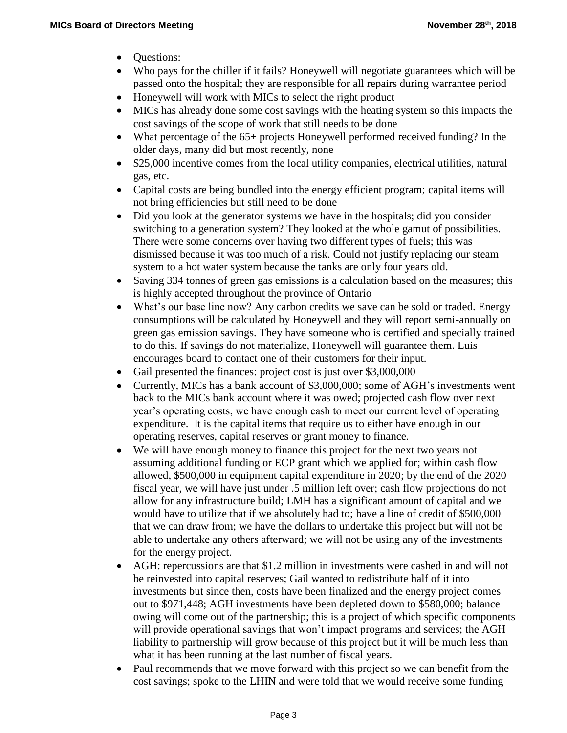- Questions:
- Who pays for the chiller if it fails? Honeywell will negotiate guarantees which will be passed onto the hospital; they are responsible for all repairs during warrantee period
- Honeywell will work with MICs to select the right product
- MICs has already done some cost savings with the heating system so this impacts the cost savings of the scope of work that still needs to be done
- What percentage of the 65+ projects Honeywell performed received funding? In the older days, many did but most recently, none
- $25,000 incentive comes from the local utility companies, electrical utilities, natural gas, etc.
- Capital costs are being bundled into the energy efficient program; capital items will not bring efficiencies but still need to be done
- Did you look at the generator systems we have in the hospitals; did you consider switching to a generation system? They looked at the whole gamut of possibilities. There were some concerns over having two different types of fuels; this was dismissed because it was too much of a risk. Could not justify replacing our steam system to a hot water system because the tanks are only four years old.
- Saving 334 tonnes of green gas emissions is a calculation based on the measures; this is highly accepted throughout the province of Ontario
- What's our base line now? Any carbon credits we save can be sold or traded. Energy consumptions will be calculated by Honeywell and they will report semi-annually on green gas emission savings. They have someone who is certified and specially trained to do this. If savings do not materialize, Honeywell will guarantee them. Luis encourages board to contact one of their customers for their input.
- Gail presented the finances: project cost is just over $3,000,000
- Currently, MICs has a bank account of $3,000,000; some of AGH's investments went back to the MICs bank account where it was owed; projected cash flow over next year's operating costs, we have enough cash to meet our current level of operating expenditure. It is the capital items that require us to either have enough in our operating reserves, capital reserves or grant money to finance.
- We will have enough money to finance this project for the next two years not assuming additional funding or ECP grant which we applied for; within cash flow allowed, $500,000 in equipment capital expenditure in 2020; by the end of the 2020 fiscal year, we will have just under .5 million left over; cash flow projections do not allow for any infrastructure build; LMH has a significant amount of capital and we would have to utilize that if we absolutely had to; have a line of credit of $500,000 that we can draw from; we have the dollars to undertake this project but will not be able to undertake any others afterward; we will not be using any of the investments for the energy project.
- AGH: repercussions are that $1.2 million in investments were cashed in and will not be reinvested into capital reserves; Gail wanted to redistribute half of it into investments but since then, costs have been finalized and the energy project comes out to $971,448; AGH investments have been depleted down to $580,000; balance owing will come out of the partnership; this is a project of which specific components will provide operational savings that won't impact programs and services; the AGH liability to partnership will grow because of this project but it will be much less than what it has been running at the last number of fiscal years.
- Paul recommends that we move forward with this project so we can benefit from the cost savings; spoke to the LHIN and were told that we would receive some funding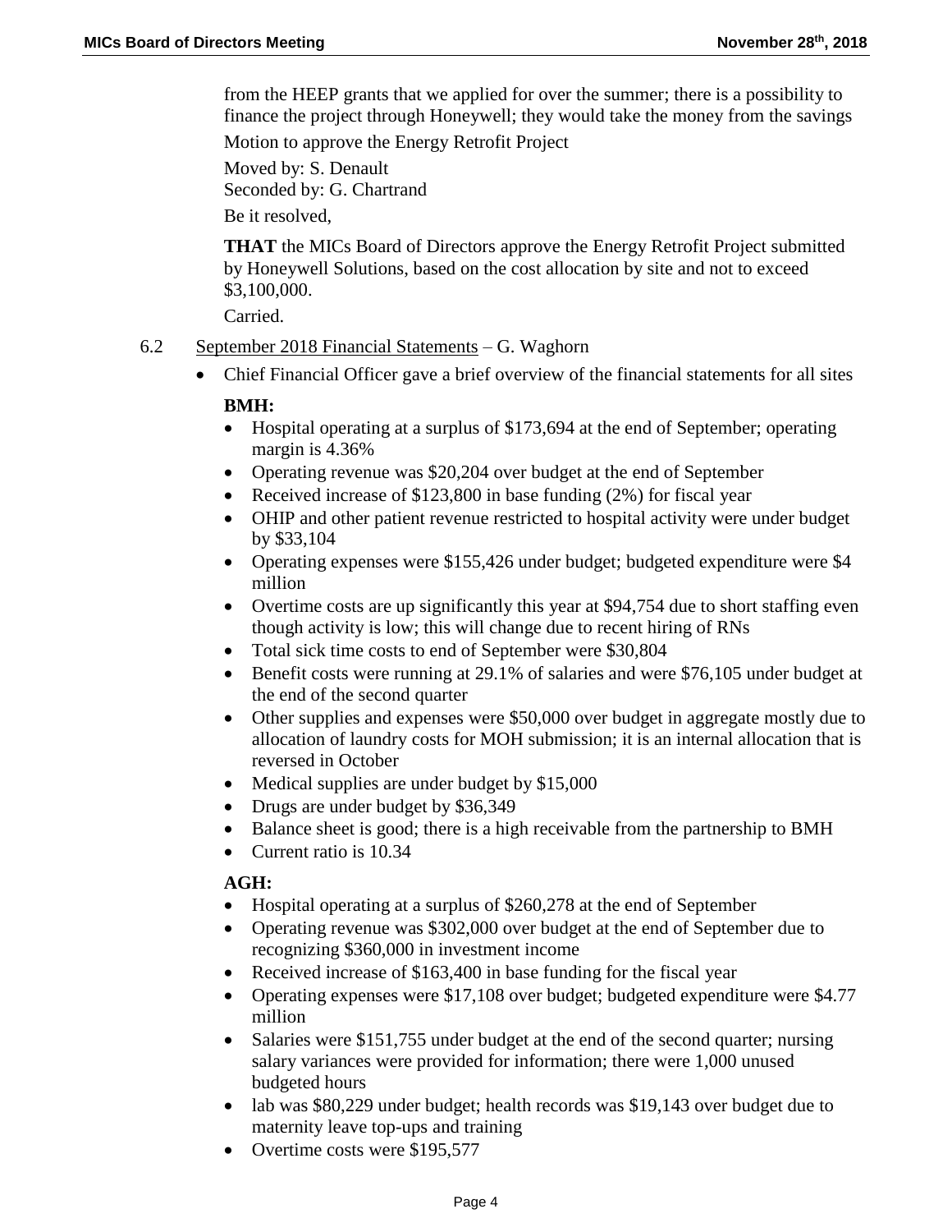from the HEEP grants that we applied for over the summer; there is a possibility to finance the project through Honeywell; they would take the money from the savings

Motion to approve the Energy Retrofit Project

Moved by: S. Denault
Seconded by: G. Chartrand

Be it resolved,

**THAT** the MICs Board of Directors approve the Energy Retrofit Project submitted by Honeywell Solutions, based on the cost allocation by site and not to exceed $3,100,000.

Carried.

6.2 September 2018 Financial Statements – G. Waghorn

- Chief Financial Officer gave a brief overview of the financial statements for all sites

**BMH:**

- Hospital operating at a surplus of $173,694 at the end of September; operating margin is 4.36%
- Operating revenue was $20,204 over budget at the end of September
- Received increase of $123,800 in base funding (2%) for fiscal year
- OHIP and other patient revenue restricted to hospital activity were under budget by $33,104
- Operating expenses were $155,426 under budget; budgeted expenditure were $4 million
- Overtime costs are up significantly this year at $94,754 due to short staffing even though activity is low; this will change due to recent hiring of RNs
- Total sick time costs to end of September were $30,804
- Benefit costs were running at 29.1% of salaries and were $76,105 under budget at the end of the second quarter
- Other supplies and expenses were $50,000 over budget in aggregate mostly due to allocation of laundry costs for MOH submission; it is an internal allocation that is reversed in October
- Medical supplies are under budget by $15,000
- Drugs are under budget by $36,349
- Balance sheet is good; there is a high receivable from the partnership to BMH
- Current ratio is 10.34

**AGH:**

- Hospital operating at a surplus of $260,278 at the end of September
- Operating revenue was $302,000 over budget at the end of September due to recognizing $360,000 in investment income
- Received increase of $163,400 in base funding for the fiscal year
- Operating expenses were $17,108 over budget; budgeted expenditure were $4.77 million
- Salaries were $151,755 under budget at the end of the second quarter; nursing salary variances were provided for information; there were 1,000 unused budgeted hours
- lab was $80,229 under budget; health records was $19,143 over budget due to maternity leave top-ups and training
- Overtime costs were $195,577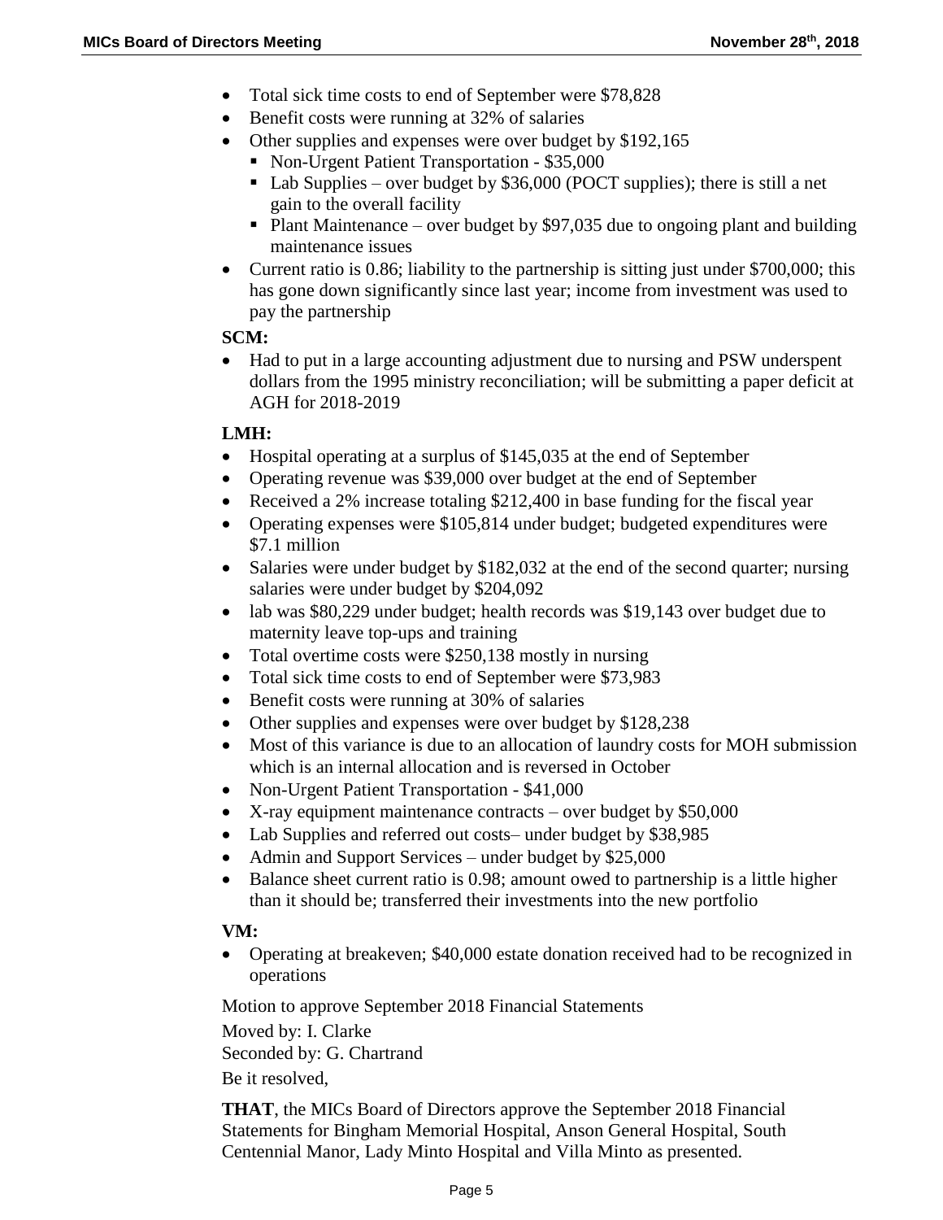- Total sick time costs to end of September were $78,828
- Benefit costs were running at 32% of salaries
- Other supplies and expenses were over budget by $192,165
  - Non-Urgent Patient Transportation - $35,000
  - Lab Supplies – over budget by $36,000 (POCT supplies); there is still a net gain to the overall facility
  - Plant Maintenance – over budget by $97,035 due to ongoing plant and building maintenance issues
- Current ratio is 0.86; liability to the partnership is sitting just under $700,000; this has gone down significantly since last year; income from investment was used to pay the partnership

**SCM:**

- Had to put in a large accounting adjustment due to nursing and PSW underspent dollars from the 1995 ministry reconciliation; will be submitting a paper deficit at AGH for 2018-2019

**LMH:**

- Hospital operating at a surplus of $145,035 at the end of September
- Operating revenue was $39,000 over budget at the end of September
- Received a 2% increase totaling $212,400 in base funding for the fiscal year
- Operating expenses were $105,814 under budget; budgeted expenditures were $7.1 million
- Salaries were under budget by $182,032 at the end of the second quarter; nursing salaries were under budget by $204,092
- lab was $80,229 under budget; health records was $19,143 over budget due to maternity leave top-ups and training
- Total overtime costs were $250,138 mostly in nursing
- Total sick time costs to end of September were $73,983
- Benefit costs were running at 30% of salaries
- Other supplies and expenses were over budget by $128,238
- Most of this variance is due to an allocation of laundry costs for MOH submission which is an internal allocation and is reversed in October
- Non-Urgent Patient Transportation - $41,000
- X-ray equipment maintenance contracts – over budget by $50,000
- Lab Supplies and referred out costs– under budget by $38,985
- Admin and Support Services – under budget by $25,000
- Balance sheet current ratio is 0.98; amount owed to partnership is a little higher than it should be; transferred their investments into the new portfolio

**VM:**

- Operating at breakeven; $40,000 estate donation received had to be recognized in operations

Motion to approve September 2018 Financial Statements

Moved by: I. Clarke

Seconded by: G. Chartrand

Be it resolved,

**THAT**, the MICs Board of Directors approve the September 2018 Financial Statements for Bingham Memorial Hospital, Anson General Hospital, South Centennial Manor, Lady Minto Hospital and Villa Minto as presented.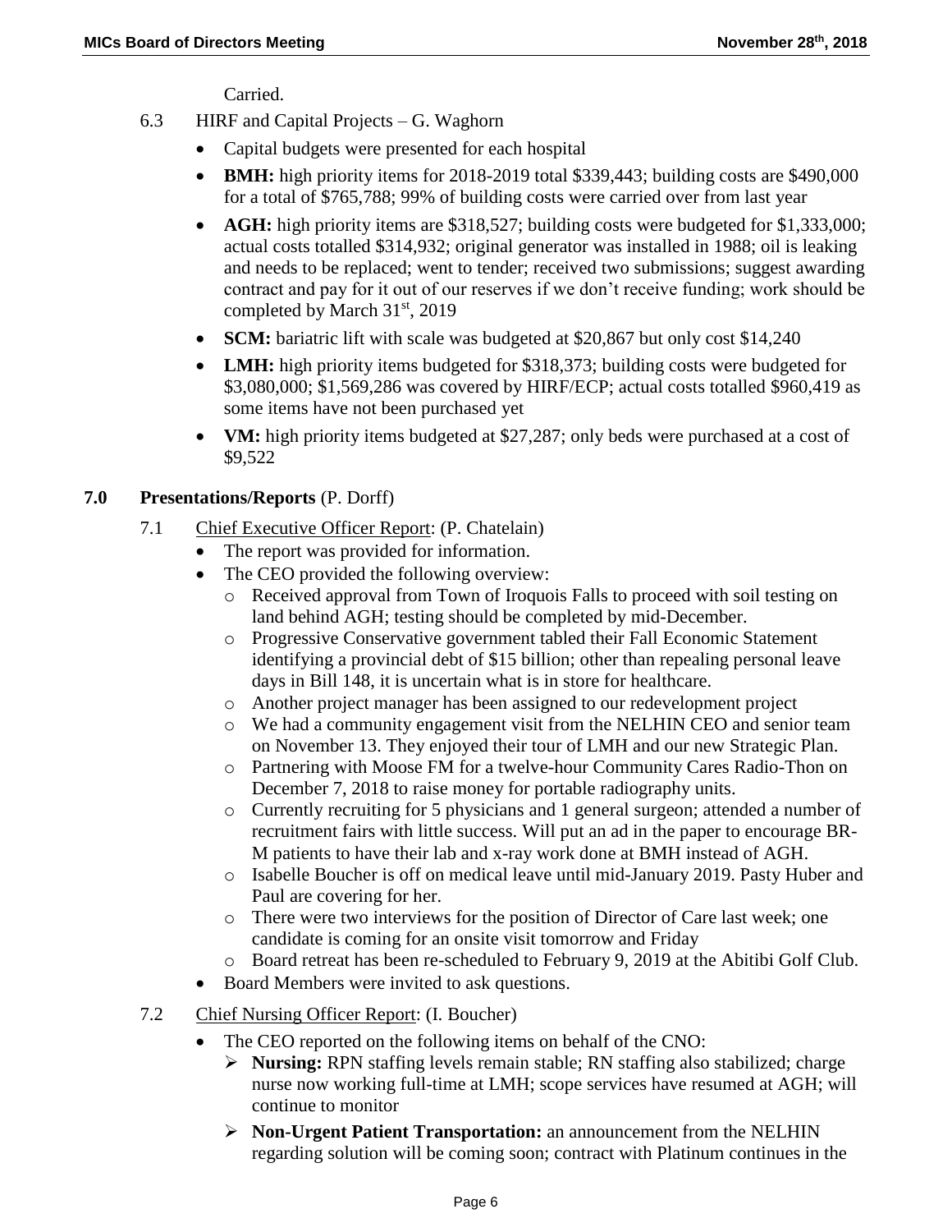Carried.

6.3 HIRF and Capital Projects – G. Waghorn

- Capital budgets were presented for each hospital
- **BMH:** high priority items for 2018-2019 total $339,443; building costs are $490,000 for a total of $765,788; 99% of building costs were carried over from last year
- **AGH:** high priority items are $318,527; building costs were budgeted for $1,333,000; actual costs totalled $314,932; original generator was installed in 1988; oil is leaking and needs to be replaced; went to tender; received two submissions; suggest awarding contract and pay for it out of our reserves if we don't receive funding; work should be completed by March 31st, 2019
- **SCM:** bariatric lift with scale was budgeted at $20,867 but only cost $14,240
- **LMH:** high priority items budgeted for $318,373; building costs were budgeted for $3,080,000; $1,569,286 was covered by HIRF/ECP; actual costs totalled $960,419 as some items have not been purchased yet
- **VM:** high priority items budgeted at $27,287; only beds were purchased at a cost of $9,522

## 7.0 Presentations/Reports (P. Dorff)

7.1 Chief Executive Officer Report: (P. Chatelain)

- The report was provided for information.
- The CEO provided the following overview:
  - Received approval from Town of Iroquois Falls to proceed with soil testing on land behind AGH; testing should be completed by mid-December.
  - Progressive Conservative government tabled their Fall Economic Statement identifying a provincial debt of $15 billion; other than repealing personal leave days in Bill 148, it is uncertain what is in store for healthcare.
  - Another project manager has been assigned to our redevelopment project
  - We had a community engagement visit from the NELHIN CEO and senior team on November 13. They enjoyed their tour of LMH and our new Strategic Plan.
  - Partnering with Moose FM for a twelve-hour Community Cares Radio-Thon on December 7, 2018 to raise money for portable radiography units.
  - Currently recruiting for 5 physicians and 1 general surgeon; attended a number of recruitment fairs with little success. Will put an ad in the paper to encourage BR-M patients to have their lab and x-ray work done at BMH instead of AGH.
  - Isabelle Boucher is off on medical leave until mid-January 2019. Pasty Huber and Paul are covering for her.
  - There were two interviews for the position of Director of Care last week; one candidate is coming for an onsite visit tomorrow and Friday
  - Board retreat has been re-scheduled to February 9, 2019 at the Abitibi Golf Club.
- Board Members were invited to ask questions.

7.2 Chief Nursing Officer Report: (I. Boucher)

- The CEO reported on the following items on behalf of the CNO:
  - **Nursing:** RPN staffing levels remain stable; RN staffing also stabilized; charge nurse now working full-time at LMH; scope services have resumed at AGH; will continue to monitor
  - **Non-Urgent Patient Transportation:** an announcement from the NELHIN regarding solution will be coming soon; contract with Platinum continues in the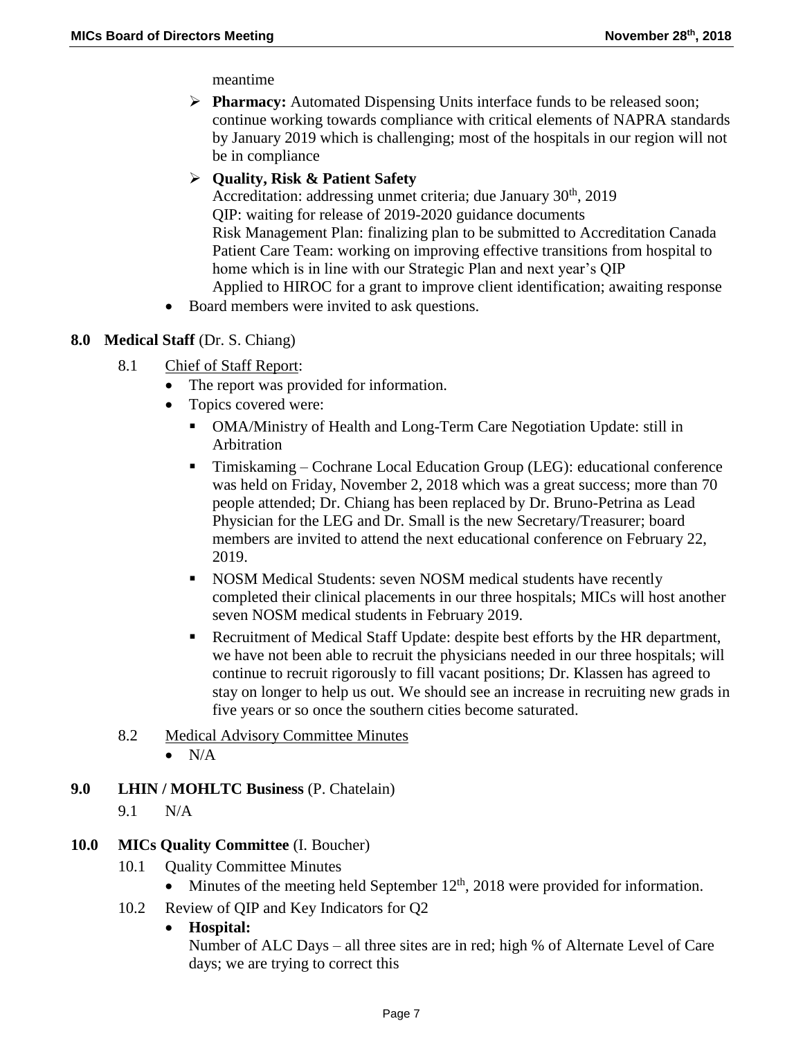meantime

- **Pharmacy:** Automated Dispensing Units interface funds to be released soon; continue working towards compliance with critical elements of NAPRA standards by January 2019 which is challenging; most of the hospitals in our region will not be in compliance
- **Quality, Risk & Patient Safety**
  Accreditation: addressing unmet criteria; due January 30th, 2019
  QIP: waiting for release of 2019-2020 guidance documents
  Risk Management Plan: finalizing plan to be submitted to Accreditation Canada
  Patient Care Team: working on improving effective transitions from hospital to home which is in line with our Strategic Plan and next year's QIP
  Applied to HIROC for a grant to improve client identification; awaiting response

- Board members were invited to ask questions.

## 8.0 Medical Staff (Dr. S. Chiang)

8.1 Chief of Staff Report:

- The report was provided for information.
- Topics covered were:
  - OMA/Ministry of Health and Long-Term Care Negotiation Update: still in Arbitration
  - Timiskaming – Cochrane Local Education Group (LEG): educational conference was held on Friday, November 2, 2018 which was a great success; more than 70 people attended; Dr. Chiang has been replaced by Dr. Bruno-Petrina as Lead Physician for the LEG and Dr. Small is the new Secretary/Treasurer; board members are invited to attend the next educational conference on February 22, 2019.
  - NOSM Medical Students: seven NOSM medical students have recently completed their clinical placements in our three hospitals; MICs will host another seven NOSM medical students in February 2019.
  - Recruitment of Medical Staff Update: despite best efforts by the HR department, we have not been able to recruit the physicians needed in our three hospitals; will continue to recruit rigorously to fill vacant positions; Dr. Klassen has agreed to stay on longer to help us out. We should see an increase in recruiting new grads in five years or so once the southern cities become saturated.

8.2 Medical Advisory Committee Minutes

- N/A

## 9.0 LHIN / MOHLTC Business (P. Chatelain)

9.1 N/A

## 10.0 MICs Quality Committee (I. Boucher)

10.1 Quality Committee Minutes

- Minutes of the meeting held September 12th, 2018 were provided for information.

10.2 Review of QIP and Key Indicators for Q2

- **Hospital:**
  Number of ALC Days – all three sites are in red; high % of Alternate Level of Care days; we are trying to correct this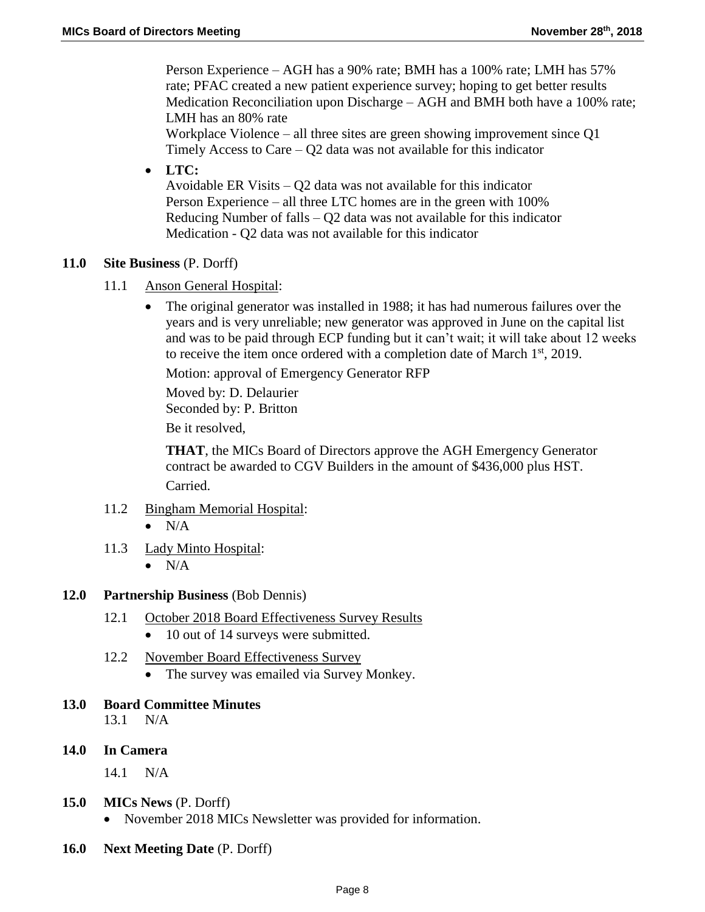Person Experience – AGH has a 90% rate; BMH has a 100% rate; LMH has 57% rate; PFAC created a new patient experience survey; hoping to get better results
Medication Reconciliation upon Discharge – AGH and BMH both have a 100% rate; LMH has an 80% rate
Workplace Violence – all three sites are green showing improvement since Q1
Timely Access to Care – Q2 data was not available for this indicator

- **LTC:**
  Avoidable ER Visits – Q2 data was not available for this indicator
  Person Experience – all three LTC homes are in the green with 100%
  Reducing Number of falls – Q2 data was not available for this indicator
  Medication - Q2 data was not available for this indicator

## 11.0 Site Business (P. Dorff)

11.1 Anson General Hospital:

- The original generator was installed in 1988; it has had numerous failures over the years and is very unreliable; new generator was approved in June on the capital list and was to be paid through ECP funding but it can't wait; it will take about 12 weeks to receive the item once ordered with a completion date of March 1st, 2019.

  Motion: approval of Emergency Generator RFP

  Moved by: D. Delaurier
  Seconded by: P. Britton

  Be it resolved,

  **THAT**, the MICs Board of Directors approve the AGH Emergency Generator contract be awarded to CGV Builders in the amount of $436,000 plus HST.
  Carried.

11.2 Bingham Memorial Hospital:
- N/A

11.3 Lady Minto Hospital:
- N/A

## 12.0 Partnership Business (Bob Dennis)

12.1 October 2018 Board Effectiveness Survey Results
- 10 out of 14 surveys were submitted.

12.2 November Board Effectiveness Survey
- The survey was emailed via Survey Monkey.

## 13.0 Board Committee Minutes

13.1 N/A

## 14.0 In Camera

14.1 N/A

## 15.0 MICs News (P. Dorff)

- November 2018 MICs Newsletter was provided for information.

## 16.0 Next Meeting Date (P. Dorff)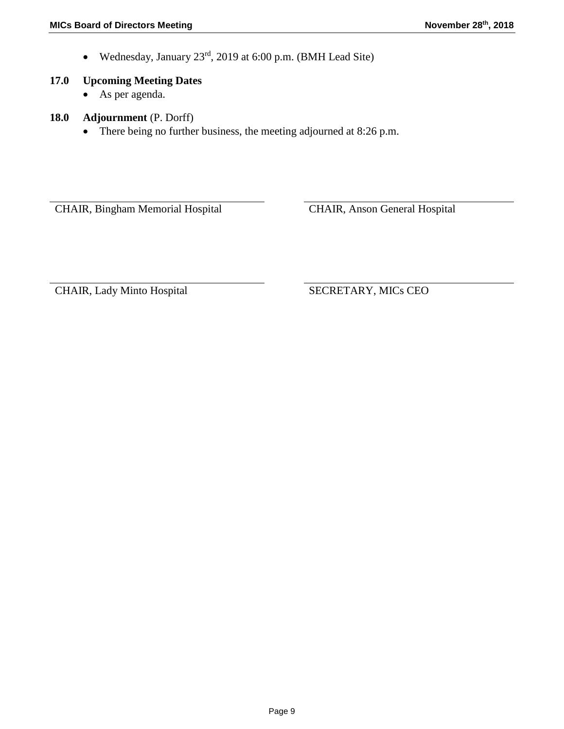- Wednesday, January 23rd, 2019 at 6:00 p.m. (BMH Lead Site)

**17.0 Upcoming Meeting Dates**

- As per agenda.

**18.0 Adjournment** (P. Dorff)

- There being no further business, the meeting adjourned at 8:26 p.m.

| | |
|---|---|
| CHAIR, Bingham Memorial Hospital | CHAIR, Anson General Hospital |
| CHAIR, Lady Minto Hospital | SECRETARY, MICs CEO |